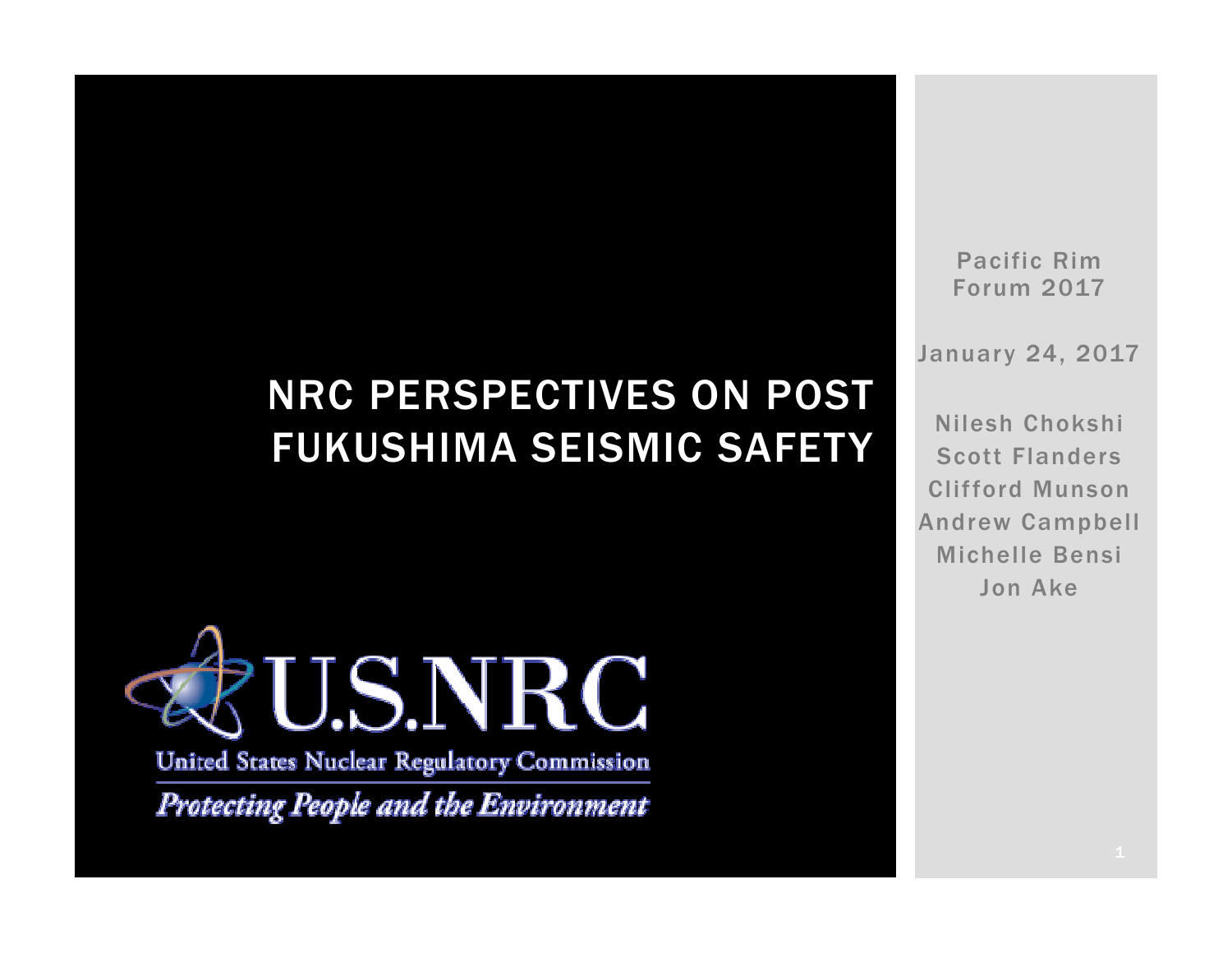# NRC PERSPECTIVES ON POST FUKUSHIMA SEISMIC SAFETY

U.S.NRC

United States Nuclear Regulatory Commission

*Protecting People and the Environment*

Pacific Rim Forum 2017

January 24, 2017

Nilesh Chokshi
Scott Flanders
Clifford Munson
Andrew Campbell
Michelle Bensi
Jon Ake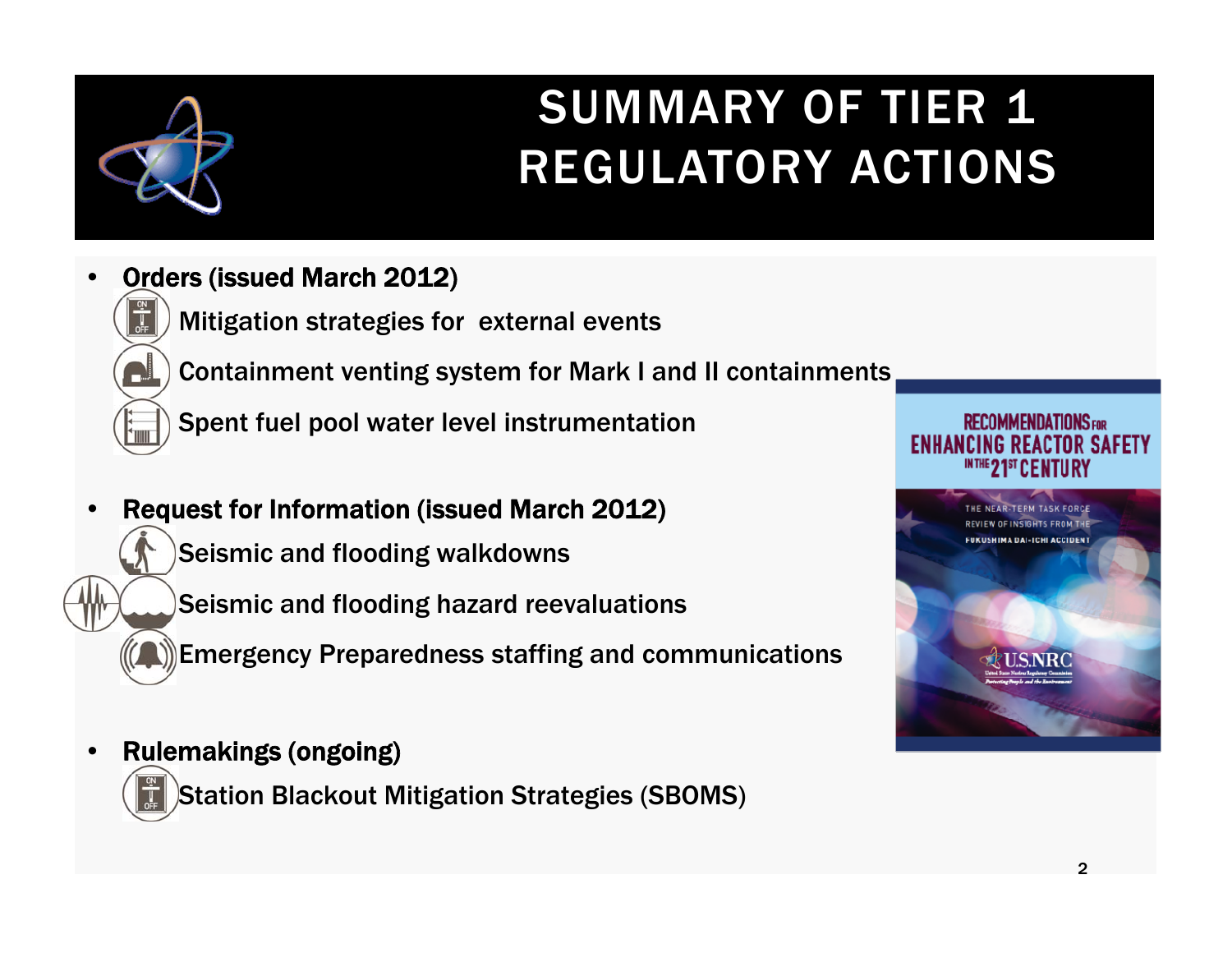# SUMMARY OF TIER 1 REGULATORY ACTIONS

- **Orders (issued March 2012)**
  - Mitigation strategies for external events
  - Containment venting system for Mark I and II containments
  - Spent fuel pool water level instrumentation

- **Request for Information (issued March 2012)**
  - Seismic and flooding walkdowns
  - Seismic and flooding hazard reevaluations
  - Emergency Preparedness staffing and communications

- **Rulemakings (ongoing)**
  - Station Blackout Mitigation Strategies (SBOMS)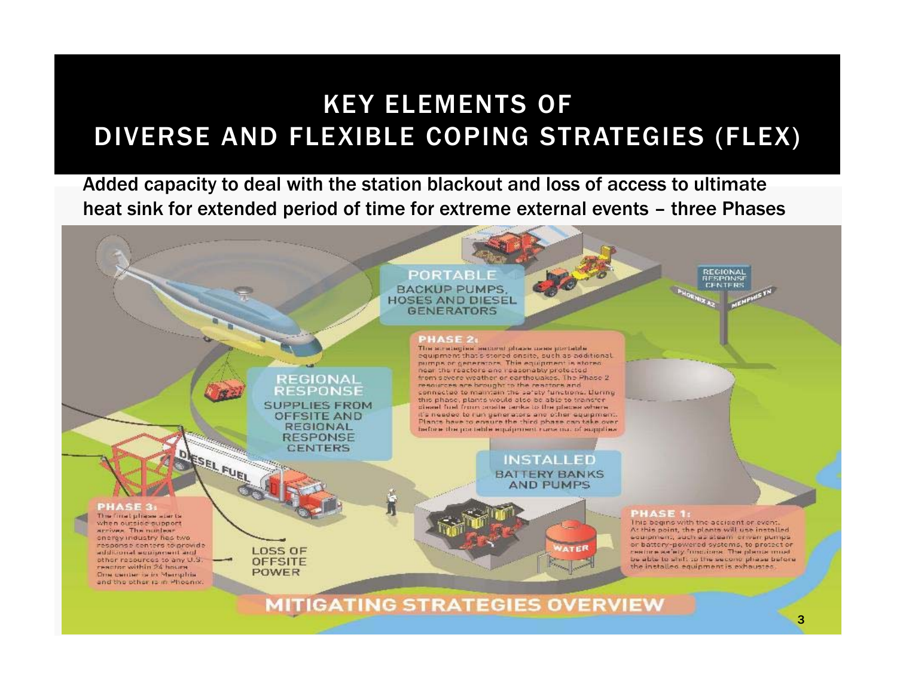# KEY ELEMENTS OF DIVERSE AND FLEXIBLE COPING STRATEGIES (FLEX)

Added capacity to deal with the station blackout and loss of access to ultimate heat sink for extended period of time for extreme external events – three Phases

**PORTABLE** BACKUP PUMPS, HOSES AND DIESEL GENERATORS

**REGIONAL RESPONSE CENTERS** PHOENIX AZ MEMPHIS TN

**PHASE 2:** The strategies' second phase uses portable equipment that's stored onsite, such as additional pumps or generators. This equipment is stored near the reactors and reasonably protected from severe weather or earthquakes. The Phase 2 resources are brought to the reactors and connected to maintain the safety functions. During this phase, plants would also be able to transfer diesel fuel from onsite tanks to the places where it's needed to run generators and other equipment. Plants have to ensure the third phase can take over before the portable equipment runs out of supplies.

**REGIONAL RESPONSE** SUPPLIES FROM OFFSITE AND REGIONAL RESPONSE CENTERS

DIESEL FUEL

**INSTALLED** BATTERY BANKS AND PUMPS

**PHASE 3:** The final phase starts when outside support arrives. The nuclear energy industry has two response centers to provide additional equipment and other resources to any U.S. reactor within 24 hours. One center is in Memphis and the other is in Phoenix.

LOSS OF OFFSITE POWER

WATER

**PHASE 1:** This begins with the accident or event. At this point, the plants will use installed equipment, such as steam-driven pumps or battery-powered systems, to protect or restore safety functions. The plants must be able to shift to the second phase before the installed equipment is exhausted.

**MITIGATING STRATEGIES OVERVIEW**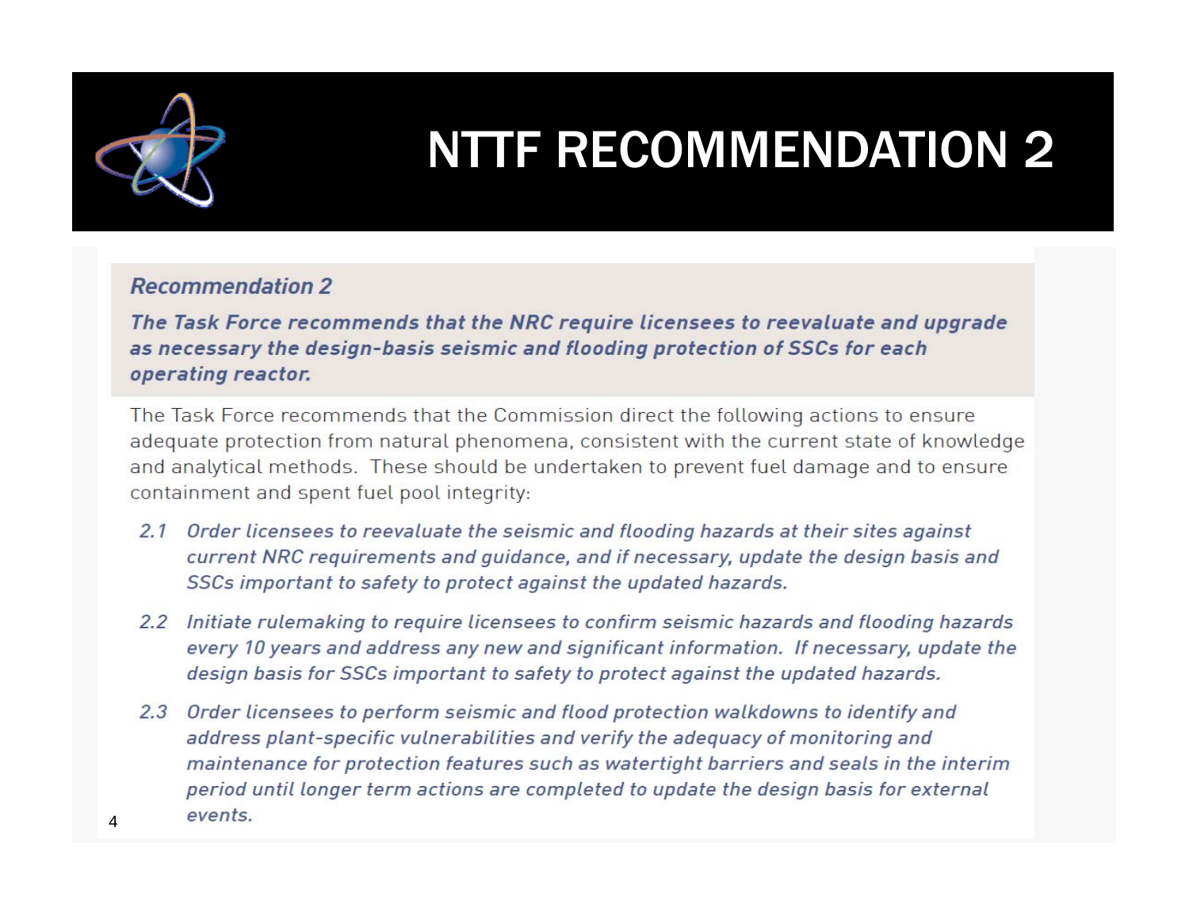# NTTF RECOMMENDATION 2

***Recommendation 2***

***The Task Force recommends that the NRC require licensees to reevaluate and upgrade as necessary the design-basis seismic and flooding protection of SSCs for each operating reactor.***

The Task Force recommends that the Commission direct the following actions to ensure adequate protection from natural phenomena, consistent with the current state of knowledge and analytical methods. These should be undertaken to prevent fuel damage and to ensure containment and spent fuel pool integrity:

*2.1 Order licensees to reevaluate the seismic and flooding hazards at their sites against current NRC requirements and guidance, and if necessary, update the design basis and SSCs important to safety to protect against the updated hazards.*

*2.2 Initiate rulemaking to require licensees to confirm seismic hazards and flooding hazards every 10 years and address any new and significant information. If necessary, update the design basis for SSCs important to safety to protect against the updated hazards.*

*2.3 Order licensees to perform seismic and flood protection walkdowns to identify and address plant-specific vulnerabilities and verify the adequacy of monitoring and maintenance for protection features such as watertight barriers and seals in the interim period until longer term actions are completed to update the design basis for external events.*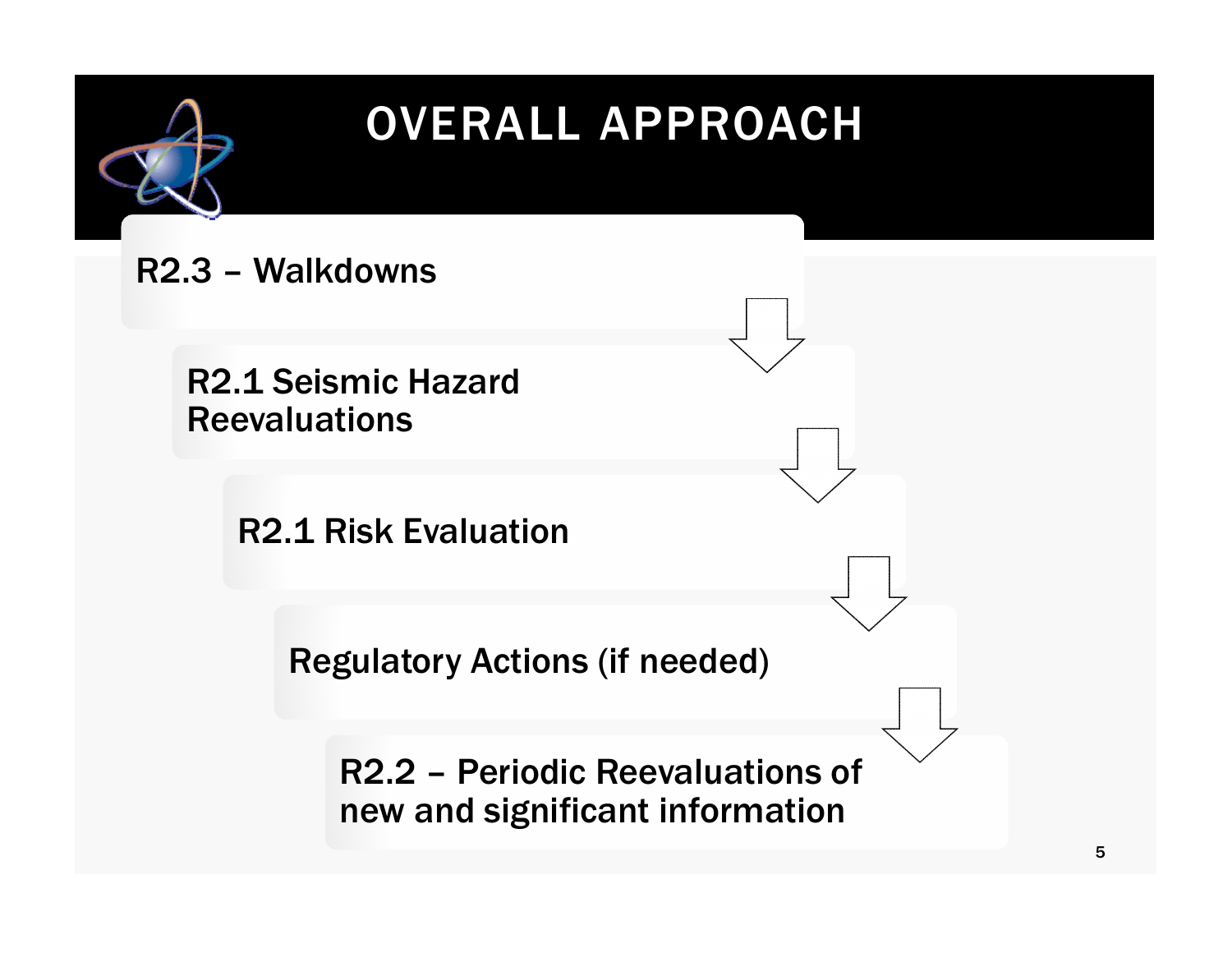# OVERALL APPROACH

R2.3 – Walkdowns

R2.1 Seismic Hazard Reevaluations

R2.1 Risk Evaluation

Regulatory Actions (if needed)

R2.2 – Periodic Reevaluations of new and significant information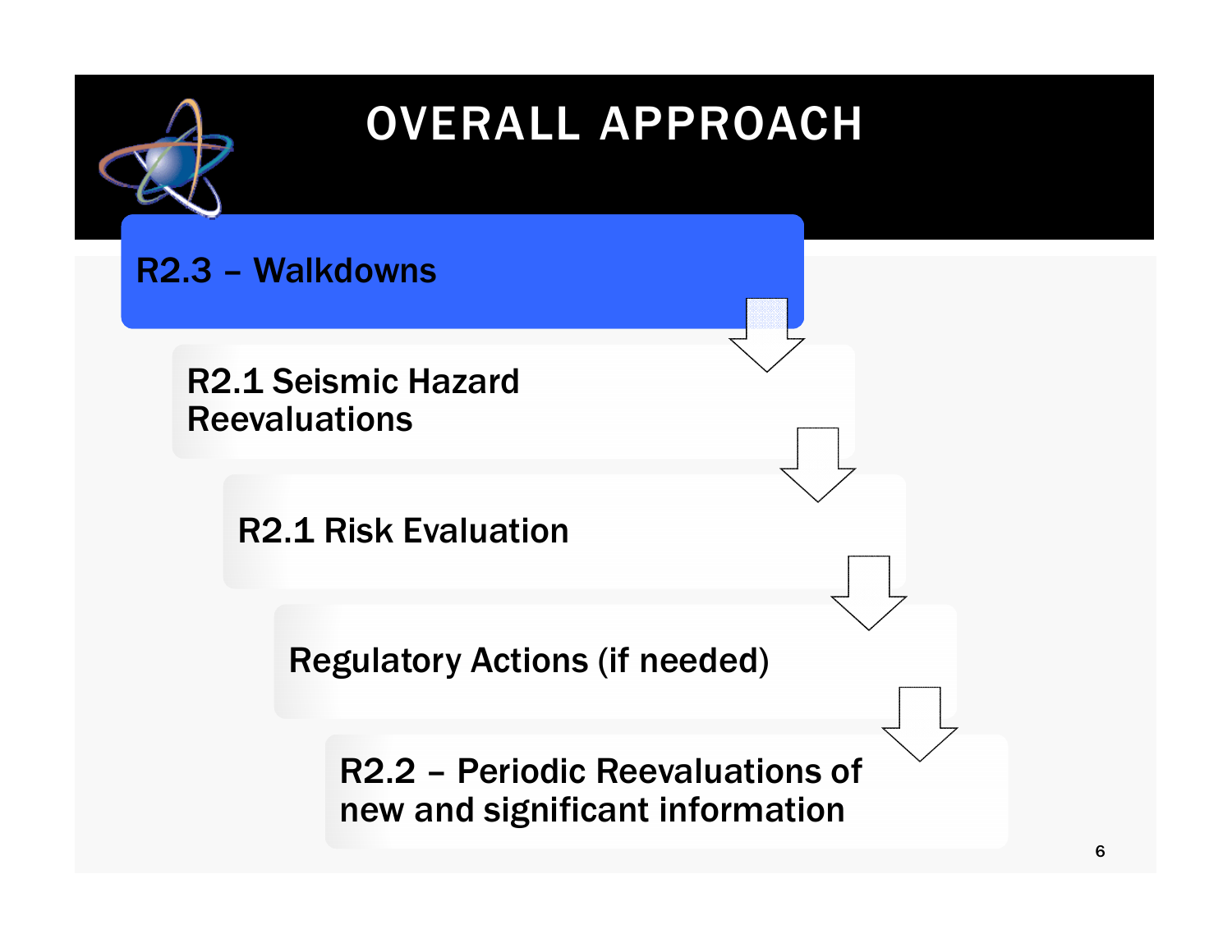# OVERALL APPROACH

- R2.3 – Walkdowns
- R2.1 Seismic Hazard Reevaluations
- R2.1 Risk Evaluation
- Regulatory Actions (if needed)
- R2.2 – Periodic Reevaluations of new and significant information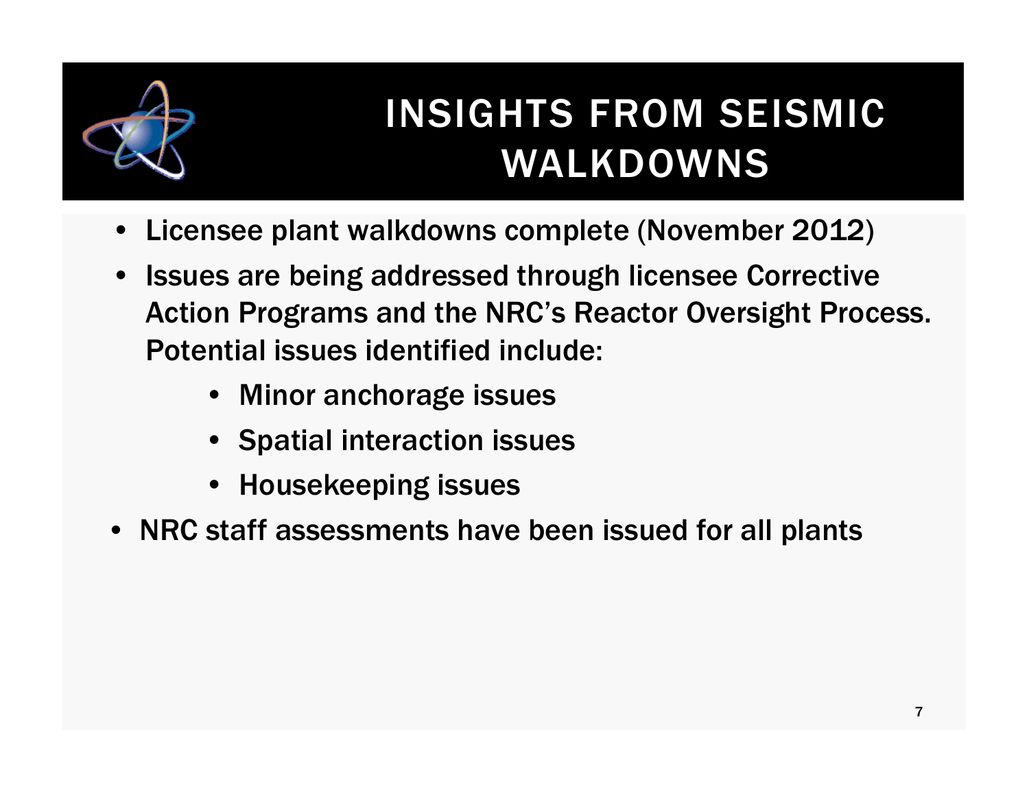# INSIGHTS FROM SEISMIC WALKDOWNS

- Licensee plant walkdowns complete (November 2012)
- Issues are being addressed through licensee Corrective Action Programs and the NRC's Reactor Oversight Process. Potential issues identified include:
  - Minor anchorage issues
  - Spatial interaction issues
  - Housekeeping issues
- NRC staff assessments have been issued for all plants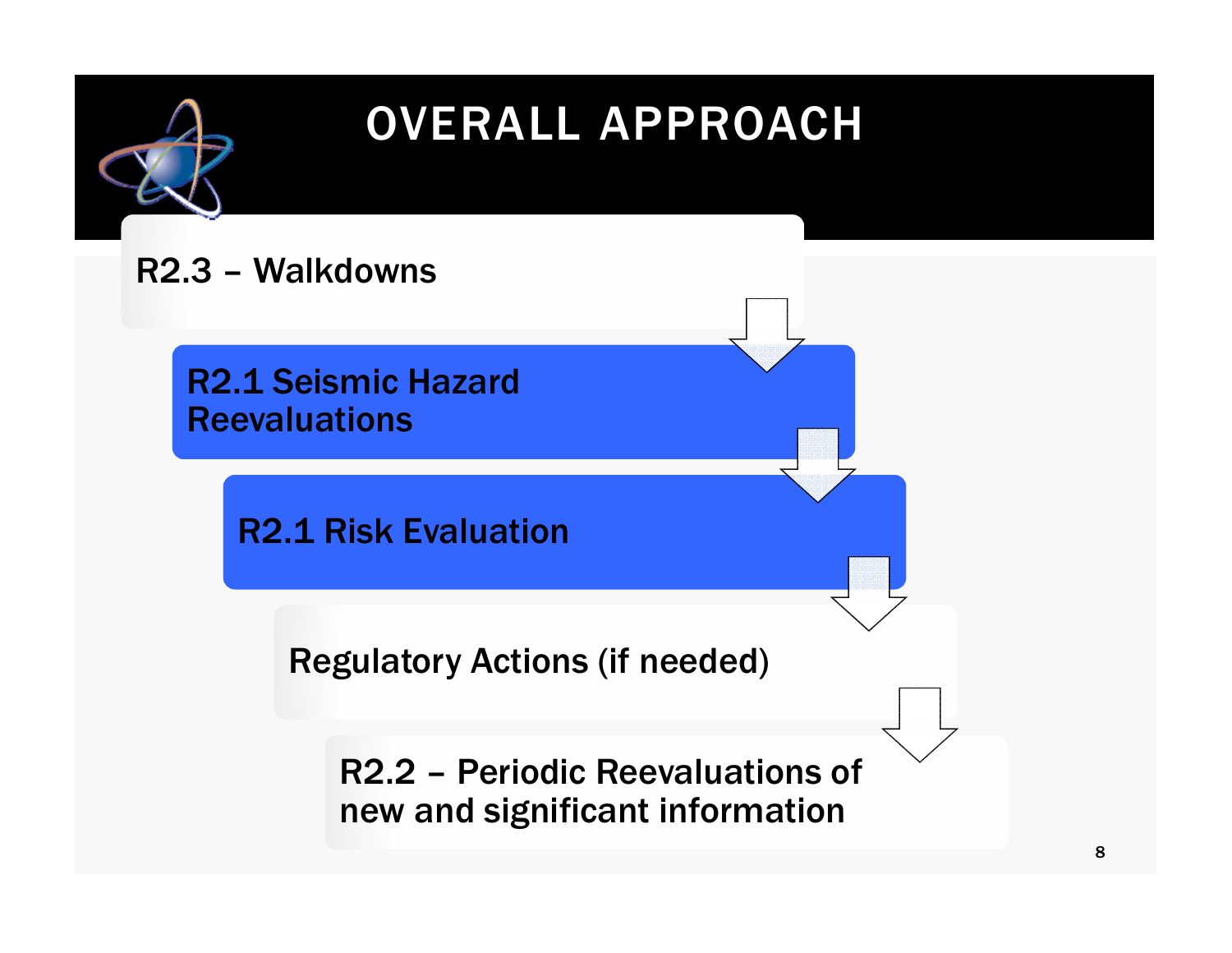# OVERALL APPROACH

- R2.3 – Walkdowns
- R2.1 Seismic Hazard Reevaluations
- R2.1 Risk Evaluation
- Regulatory Actions (if needed)
- R2.2 – Periodic Reevaluations of new and significant information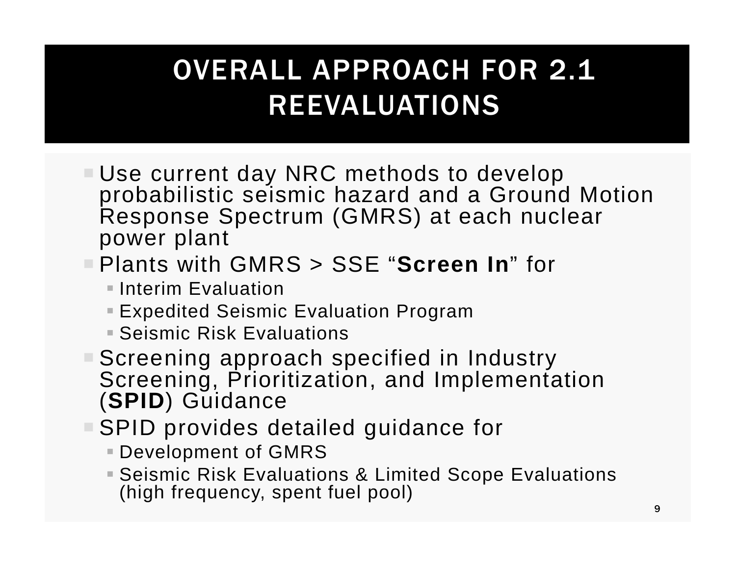# OVERALL APPROACH FOR 2.1 REEVALUATIONS

- Use current day NRC methods to develop probabilistic seismic hazard and a Ground Motion Response Spectrum (GMRS) at each nuclear power plant
- Plants with GMRS > SSE "**Screen In**" for
  - Interim Evaluation
  - Expedited Seismic Evaluation Program
  - Seismic Risk Evaluations
- Screening approach specified in Industry Screening, Prioritization, and Implementation (**SPID**) Guidance
- SPID provides detailed guidance for
  - Development of GMRS
  - Seismic Risk Evaluations & Limited Scope Evaluations (high frequency, spent fuel pool)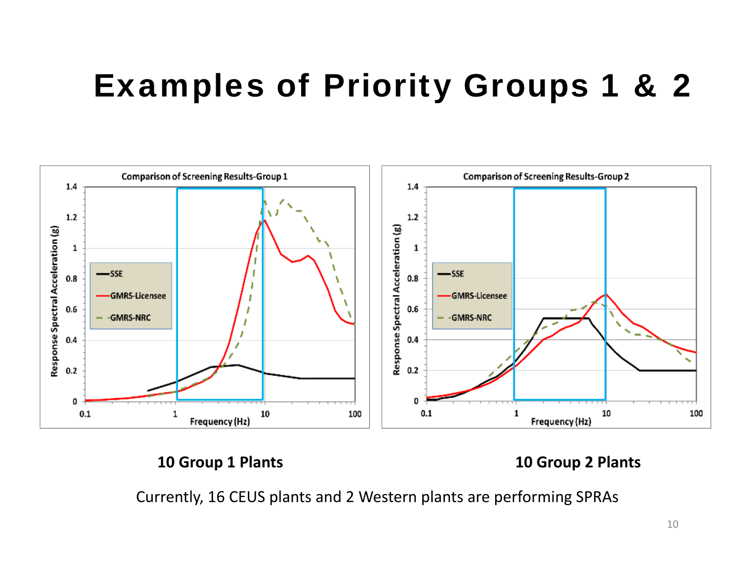# Examples of Priority Groups 1 & 2

Comparison of Screening Results-Group 1

Comparison of Screening Results-Group 2

**10 Group 1 Plants**

**10 Group 2 Plants**

Currently, 16 CEUS plants and 2 Western plants are performing SPRAs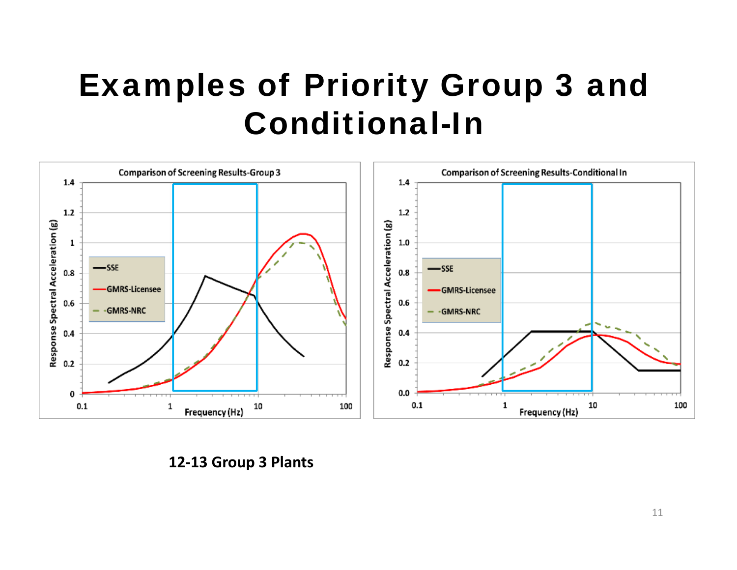# Examples of Priority Group 3 and Conditional-In

**12-13 Group 3 Plants**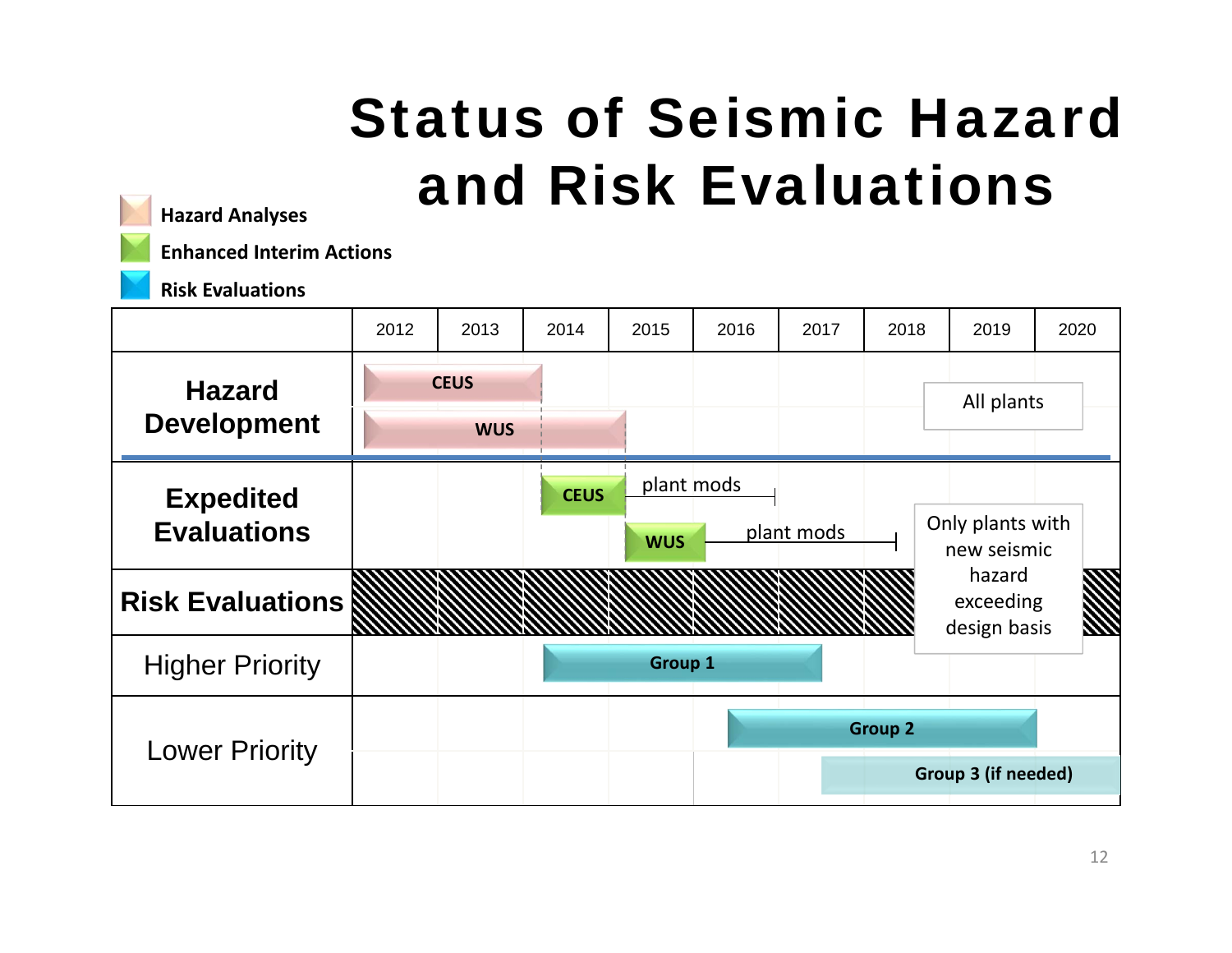# Status of Seismic Hazard and Risk Evaluations

Legend:
- Hazard Analyses
- Enhanced Interim Actions
- Risk Evaluations

| | 2012 | 2013 | 2014 | 2015 | 2016 | 2017 | 2018 | 2019 | 2020 |
|---|---|---|---|---|---|---|---|---|---|
| **Hazard Development** | CEUS | CEUS | | | | | | All plants | |
| | WUS | WUS | WUS | | | | | | |
| **Expedited Evaluations** | | | CEUS | plant mods | plant mods | | | Only plants with new seismic hazard exceeding design basis | |
| | | | | WUS | plant mods | plant mods | plant mods | | |
| **Risk Evaluations** | | | | | | | | | |
| Higher Priority | | | Group 1 | Group 1 | Group 1 | Group 1 | | | |
| Lower Priority | | | | | Group 2 | Group 2 | Group 2 | Group 2 | |
| | | | | | | Group 3 (if needed) | Group 3 (if needed) | Group 3 (if needed) | Group 3 (if needed) |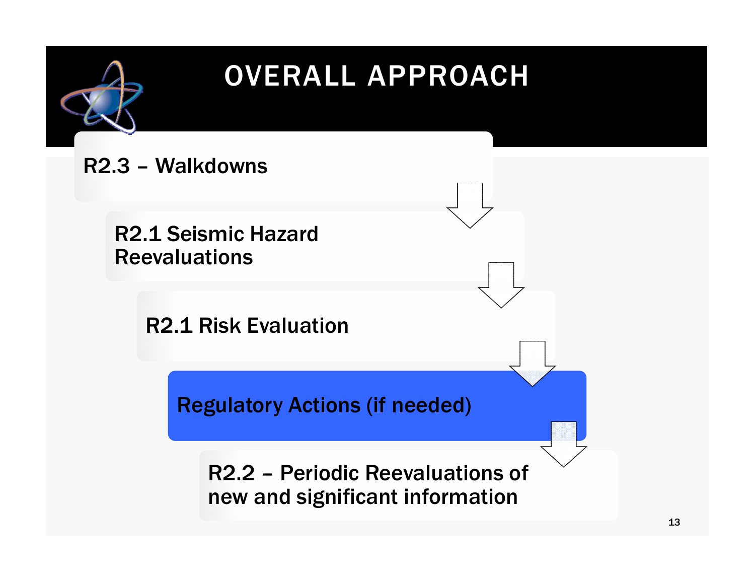# OVERALL APPROACH

- R2.3 – Walkdowns
- R2.1 Seismic Hazard Reevaluations
- R2.1 Risk Evaluation
- Regulatory Actions (if needed)
- R2.2 – Periodic Reevaluations of new and significant information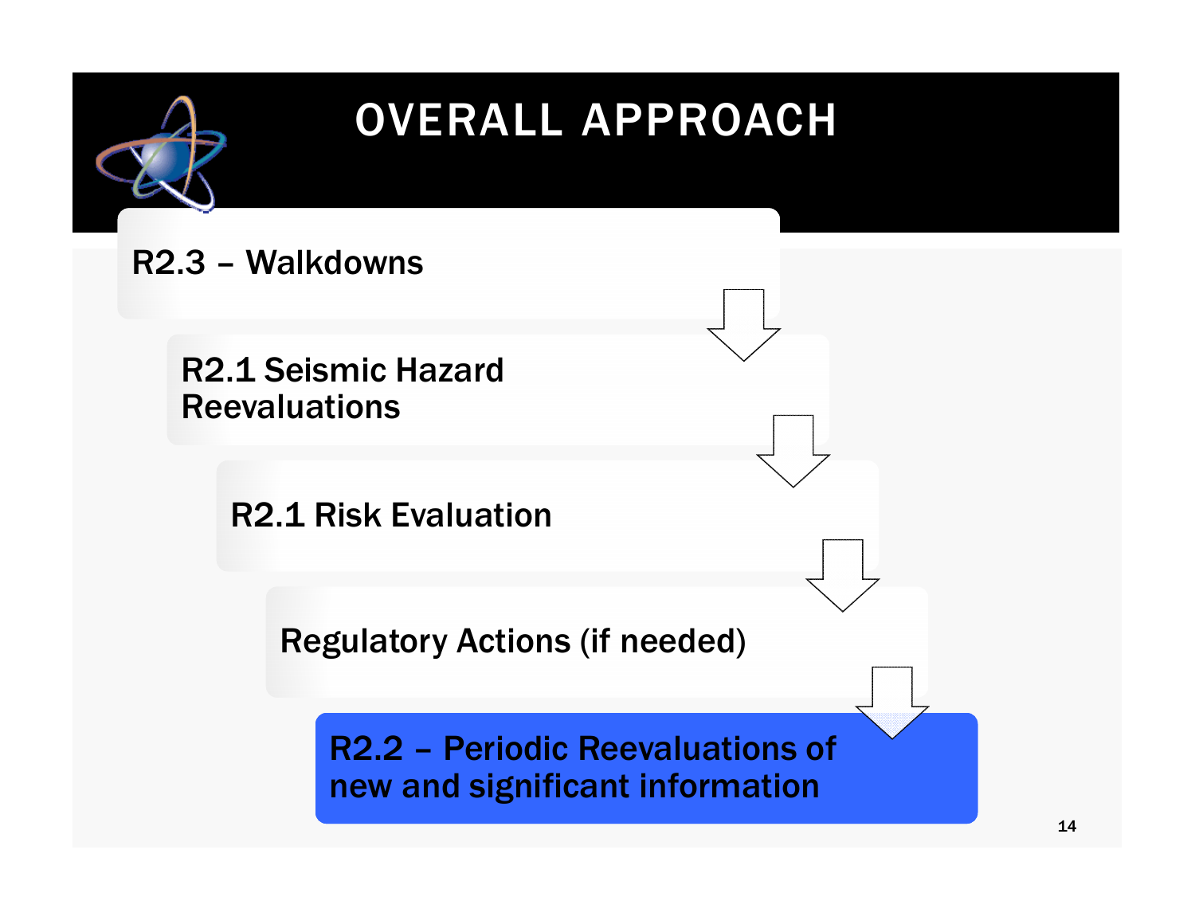# OVERALL APPROACH

- R2.3 – Walkdowns
- R2.1 Seismic Hazard Reevaluations
- R2.1 Risk Evaluation
- Regulatory Actions (if needed)
- **R2.2 – Periodic Reevaluations of new and significant information**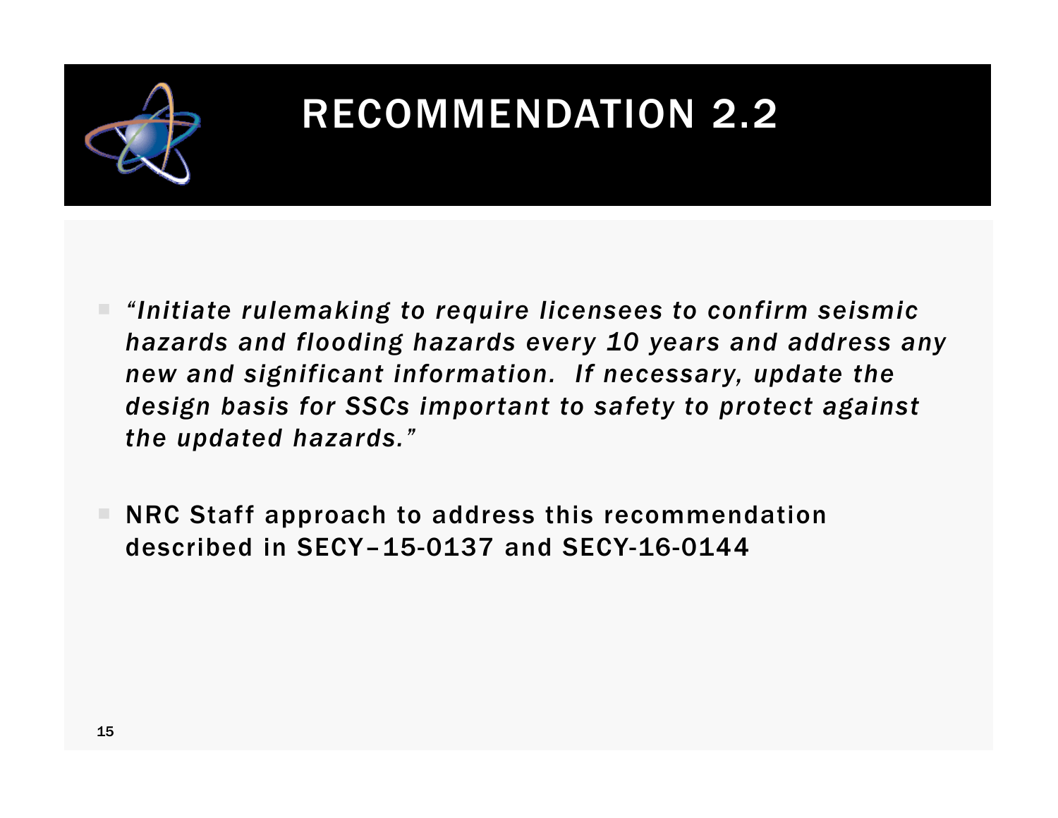# RECOMMENDATION 2.2

- *"Initiate rulemaking to require licensees to confirm seismic hazards and flooding hazards every 10 years and address any new and significant information. If necessary, update the design basis for SSCs important to safety to protect against the updated hazards."*
- NRC Staff approach to address this recommendation described in SECY–15-0137 and SECY-16-0144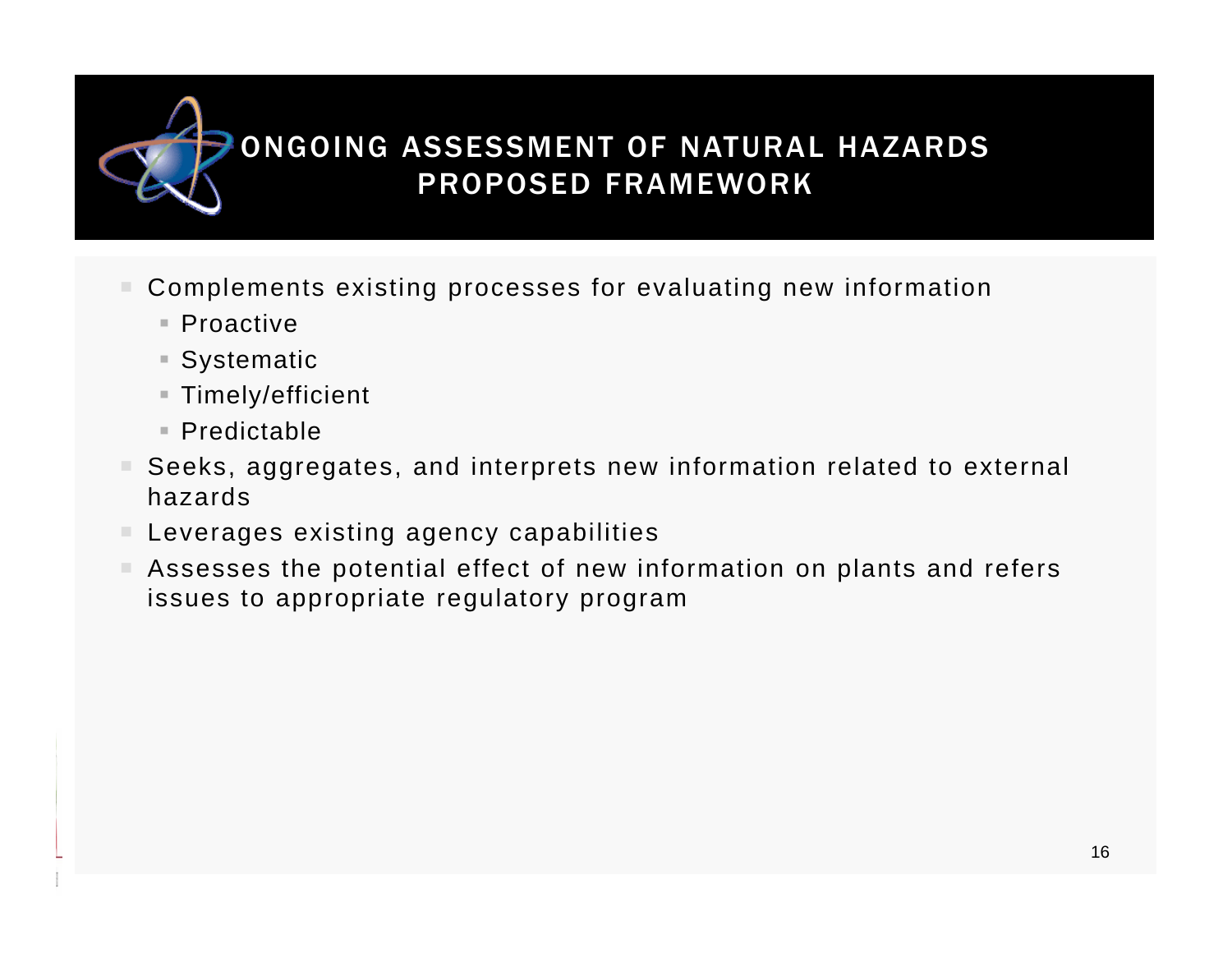# ONGOING ASSESSMENT OF NATURAL HAZARDS PROPOSED FRAMEWORK

- Complements existing processes for evaluating new information
  - Proactive
  - Systematic
  - Timely/efficient
  - Predictable
- Seeks, aggregates, and interprets new information related to external hazards
- Leverages existing agency capabilities
- Assesses the potential effect of new information on plants and refers issues to appropriate regulatory program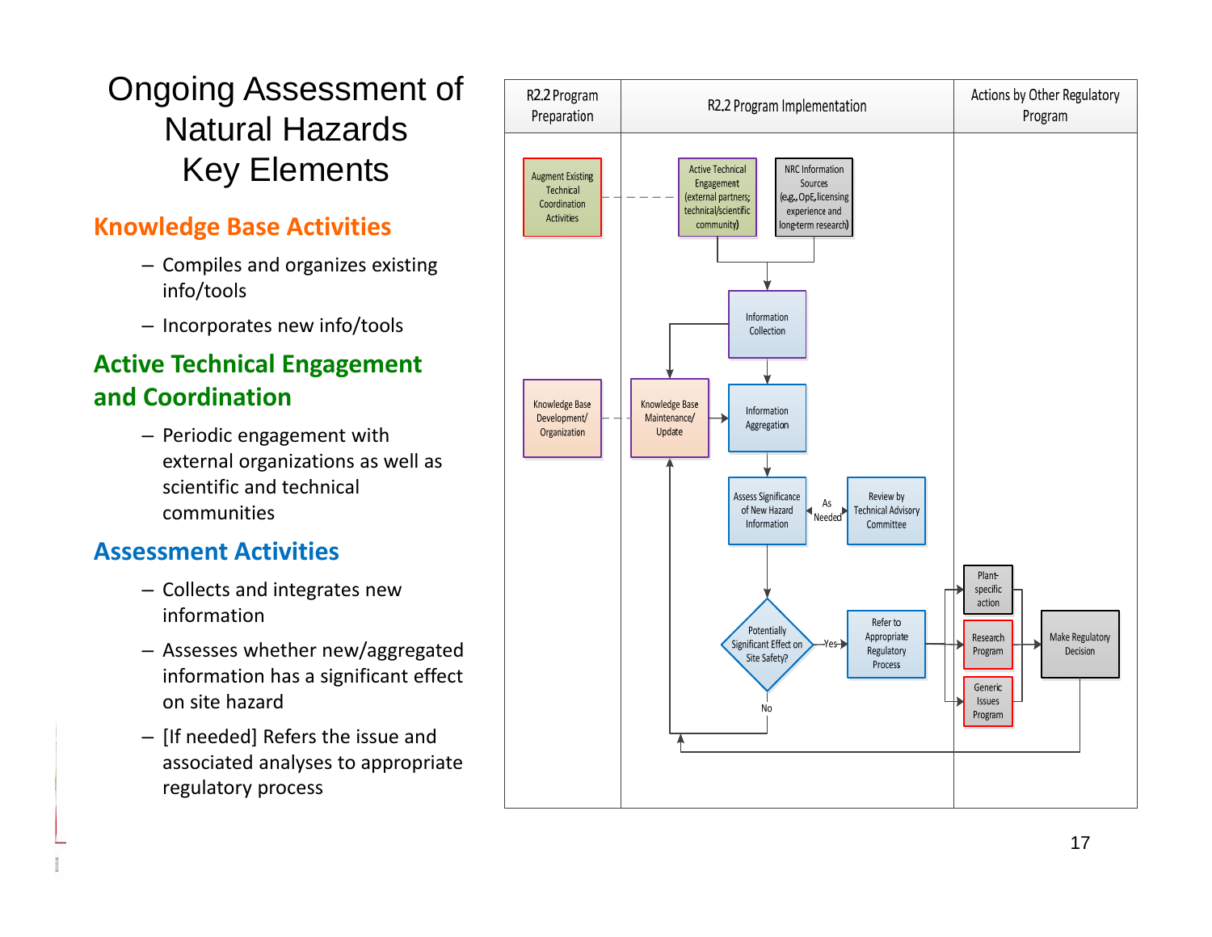# Ongoing Assessment of Natural Hazards Key Elements

## Knowledge Base Activities

- Compiles and organizes existing info/tools
- Incorporates new info/tools

## Active Technical Engagement and Coordination

- Periodic engagement with external organizations as well as scientific and technical communities

## Assessment Activities

- Collects and integrates new information
- Assesses whether new/aggregated information has a significant effect on site hazard
- [If needed] Refers the issue and associated analyses to appropriate regulatory process

| R2.2 Program Preparation | R2.2 Program Implementation | Actions by Other Regulatory Program |
|---|---|---|

Augment Existing Technical Coordination Activities

Active Technical Engagement (external partners; technical/scientific community)

NRC Information Sources (e.g., OpE, licensing experience and long-term research)

Information Collection

Knowledge Base Development/ Organization

Knowledge Base Maintenance/ Update

Information Aggregation

Assess Significance of New Hazard Information

As Needed

Review by Technical Advisory Committee

Potentially Significant Effect on Site Safety?

Yes

No

Refer to Appropriate Regulatory Process

Plant-specific action

Research Program

Generic Issues Program

Make Regulatory Decision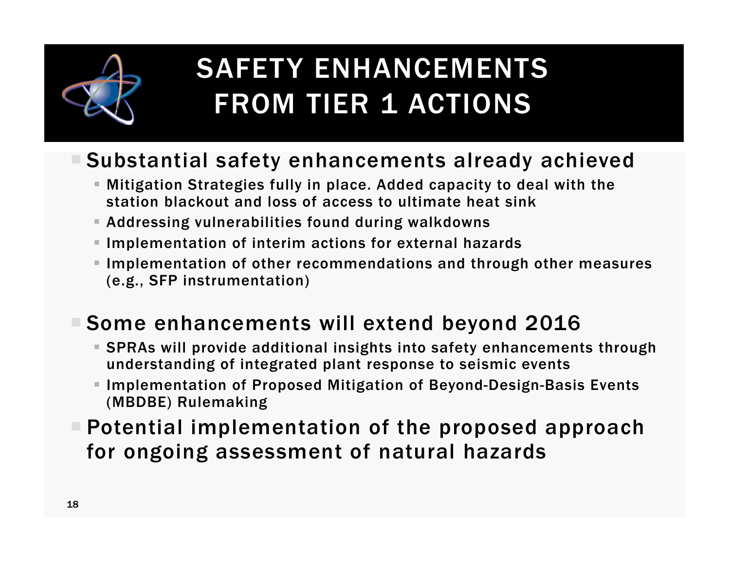# SAFETY ENHANCEMENTS FROM TIER 1 ACTIONS

- Substantial safety enhancements already achieved
  - Mitigation Strategies fully in place. Added capacity to deal with the station blackout and loss of access to ultimate heat sink
  - Addressing vulnerabilities found during walkdowns
  - Implementation of interim actions for external hazards
  - Implementation of other recommendations and through other measures (e.g., SFP instrumentation)

- Some enhancements will extend beyond 2016
  - SPRAs will provide additional insights into safety enhancements through understanding of integrated plant response to seismic events
  - Implementation of Proposed Mitigation of Beyond-Design-Basis Events (MBDBE) Rulemaking
- Potential implementation of the proposed approach for ongoing assessment of natural hazards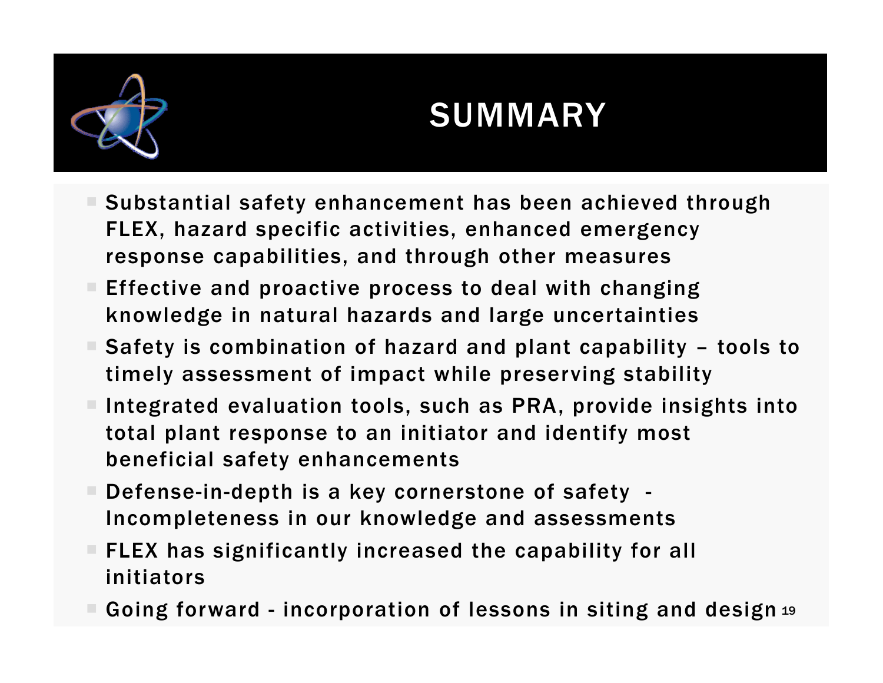# SUMMARY

- Substantial safety enhancement has been achieved through FLEX, hazard specific activities, enhanced emergency response capabilities, and through other measures
- Effective and proactive process to deal with changing knowledge in natural hazards and large uncertainties
- Safety is combination of hazard and plant capability – tools to timely assessment of impact while preserving stability
- Integrated evaluation tools, such as PRA, provide insights into total plant response to an initiator and identify most beneficial safety enhancements
- Defense-in-depth is a key cornerstone of safety - Incompleteness in our knowledge and assessments
- FLEX has significantly increased the capability for all initiators
- Going forward - incorporation of lessons in siting and design